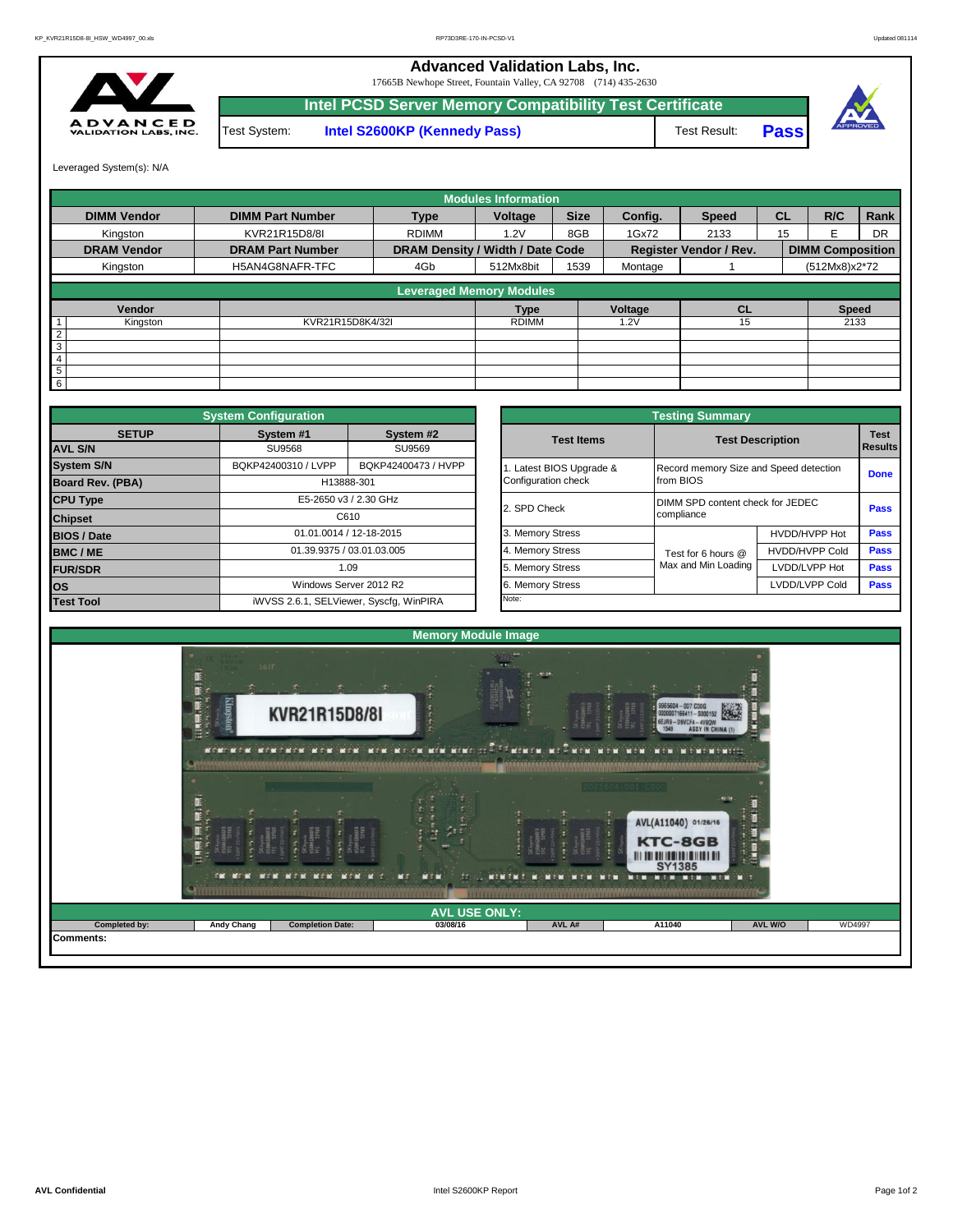# Advanced Validation Labs, Inc.

17665B Newhope Street, Fountain Valley, CA 92708 (714) 435-2630

## Intel PCSD Server Memory Compatibility Test Certificate

Test System: **Intel S2600KP (Kennedy Pass)** Test Result: **Pass**

Leveraged System(s): N/A

| Modules Information | | | | | | | | | |
|---|---|---|---|---|---|---|---|---|---|
| **DIMM Vendor** | **DIMM Part Number** | **Type** | **Voltage** | **Size** | **Config.** | **Speed** | **CL** | **R/C** | **Rank** |
| Kingston | KVR21R15D8/8I | RDIMM | 1.2V | 8GB | 1Gx72 | 2133 | 15 | E | DR |
| **DRAM Vendor** | **DRAM Part Number** | **DRAM Density / Width / Date Code** | | | **Register Vendor / Rev.** | | **DIMM Composition** | | |
| Kingston | H5AN4G8NAFR-TFC | 4Gb | 512Mx8bit | 1539 | Montage | 1 | (512Mx8)x2*72 | | |

| Leveraged Memory Modules | | | | | |
|---|---|---|---|---|---|
| | **Vendor** | | **Type** | **Voltage** | **CL** | **Speed** |
| 1 | Kingston | KVR21R15D8K4/32I | RDIMM | 1.2V | 15 | 2133 |
| 2 | | | | | | |
| 3 | | | | | | |
| 4 | | | | | | |
| 5 | | | | | | |
| 6 | | | | | | |

| System Configuration | | |
|---|---|---|
| **SETUP** | **System #1** | **System #2** |
| **AVL S/N** | SU9568 | SU9569 |
| **System S/N** | BQKP42400310 / LVPP | BQKP42400473 / HVPP |
| **Board Rev. (PBA)** | H13888-301 | |
| **CPU Type** | E5-2650 v3 / 2.30 GHz | |
| **Chipset** | C610 | |
| **BIOS / Date** | 01.01.0014 / 12-18-2015 | |
| **BMC / ME** | 01.39.9375 / 03.01.03.005 | |
| **FUR/SDR** | 1.09 | |
| **OS** | Windows Server 2012 R2 | |
| **Test Tool** | iWVSS 2.6.1, SELViewer, Syscfg, WinPIRA | |

| Testing Summary | | | |
|---|---|---|---|
| **Test Items** | **Test Description** | | **Test Results** |
| 1. Latest BIOS Upgrade & Configuration check | Record memory Size and Speed detection from BIOS | | **Done** |
| 2. SPD Check | DIMM SPD content check for JEDEC compliance | | **Pass** |
| 3. Memory Stress | Test for 6 hours @ Max and Min Loading | HVDD/HVPP Hot | **Pass** |
| 4. Memory Stress | | HVDD/HVPP Cold | **Pass** |
| 5. Memory Stress | | LVDD/LVPP Hot | **Pass** |
| 6. Memory Stress | | LVDD/LVPP Cold | **Pass** |
| Note: | | | |

## Memory Module Image

## AVL USE ONLY:

| Completed by: | Andy Chang | Completion Date: | 03/08/16 | AVL A# | A11040 | AVL W/O | WD4997 |
|---|---|---|---|---|---|---|---|

**Comments:**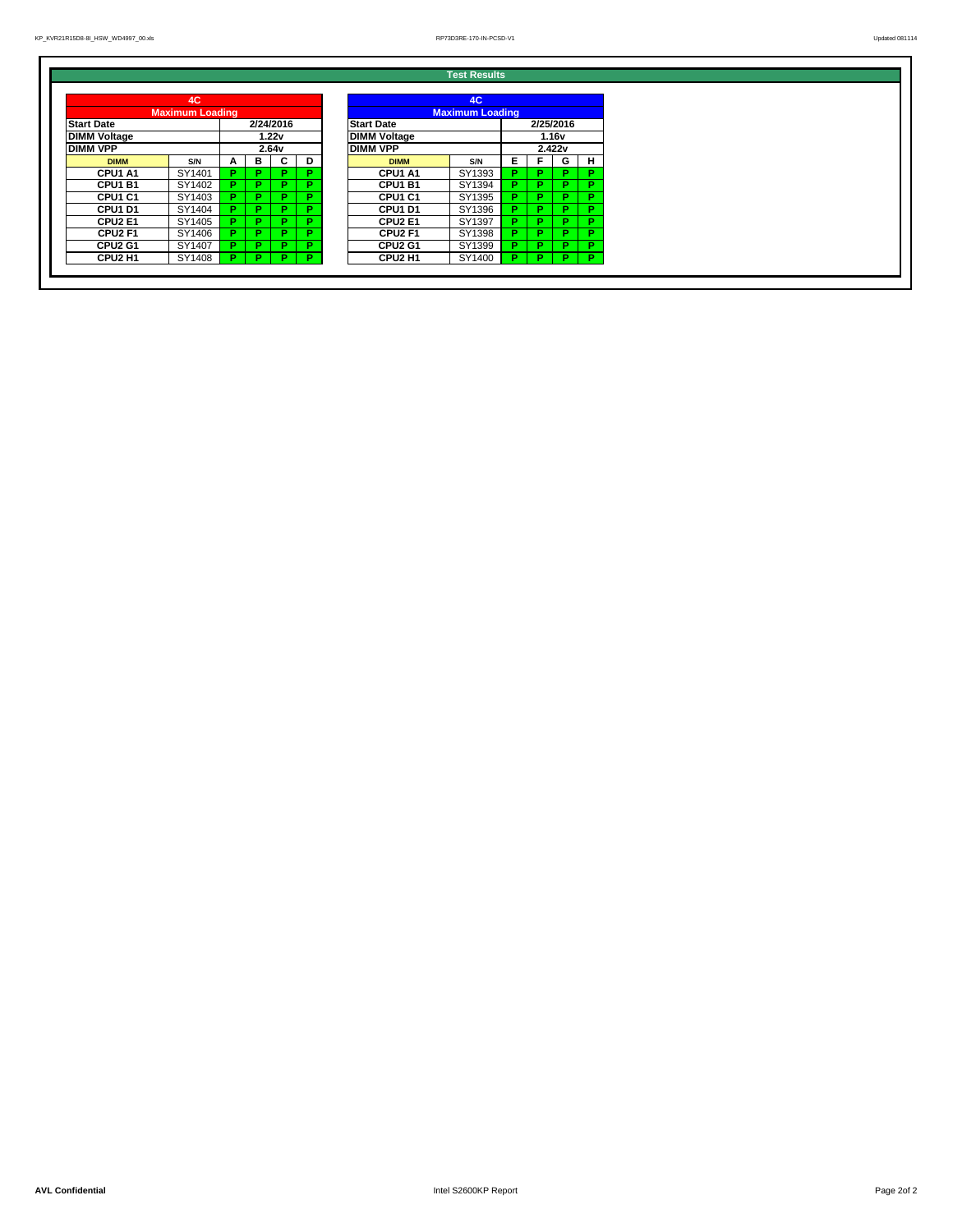## Test Results

| 4C Maximum Loading | | | | | |
|---|---|---|---|---|---|
| **Start Date** | | 2/24/2016 | | | |
| **DIMM Voltage** | | 1.22v | | | |
| **DIMM VPP** | | 2.64v | | | |
| **DIMM** | **S/N** | **A** | **B** | **C** | **D** |
| CPU1 A1 | SY1401 | P | P | P | P |
| CPU1 B1 | SY1402 | P | P | P | P |
| CPU1 C1 | SY1403 | P | P | P | P |
| CPU1 D1 | SY1404 | P | P | P | P |
| CPU2 E1 | SY1405 | P | P | P | P |
| CPU2 F1 | SY1406 | P | P | P | P |
| CPU2 G1 | SY1407 | P | P | P | P |
| CPU2 H1 | SY1408 | P | P | P | P |

| 4C Maximum Loading | | | | | |
|---|---|---|---|---|---|
| **Start Date** | | 2/25/2016 | | | |
| **DIMM Voltage** | | 1.16v | | | |
| **DIMM VPP** | | 2.422v | | | |
| **DIMM** | **S/N** | **E** | **F** | **G** | **H** |
| CPU1 A1 | SY1393 | P | P | P | P |
| CPU1 B1 | SY1394 | P | P | P | P |
| CPU1 C1 | SY1395 | P | P | P | P |
| CPU1 D1 | SY1396 | P | P | P | P |
| CPU2 E1 | SY1397 | P | P | P | P |
| CPU2 F1 | SY1398 | P | P | P | P |
| CPU2 G1 | SY1399 | P | P | P | P |
| CPU2 H1 | SY1400 | P | P | P | P |